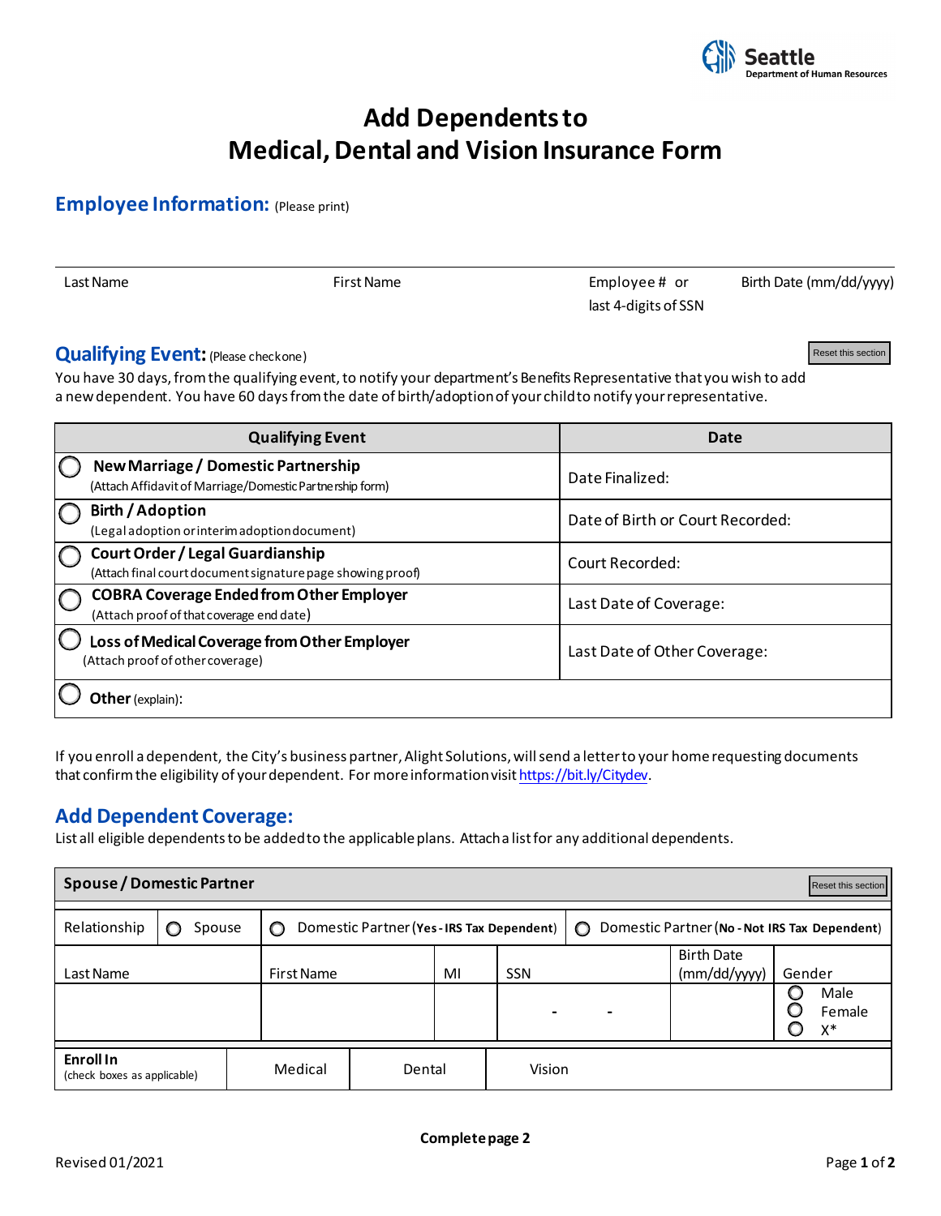Seattle
Department of Human Resources

# Add Dependents to Medical, Dental and Vision Insurance Form

## Employee Information: (Please print)

| Last Name | First Name | Employee # or last 4-digits of SSN | Birth Date (mm/dd/yyyy) |
|---|---|---|---|
| | | | |

## Qualifying Event: (Please check one)

Reset this section

You have 30 days, from the qualifying event, to notify your department's Benefits Representative that you wish to add a new dependent. You have 60 days from the date of birth/adoption of your child to notify your representative.

| Qualifying Event | Date |
|---|---|
| ◯ **New Marriage / Domestic Partnership** (Attach Affidavit of Marriage/Domestic Partnership form) | Date Finalized: |
| ◯ **Birth / Adoption** (Legal adoption or interim adoption document) | Date of Birth or Court Recorded: |
| ◯ **Court Order / Legal Guardianship** (Attach final court document signature page showing proof) | Court Recorded: |
| ◯ **COBRA Coverage Ended from Other Employer** (Attach proof of that coverage end date) | Last Date of Coverage: |
| ◯ **Loss of Medical Coverage from Other Employer** (Attach proof of other coverage) | Last Date of Other Coverage: |
| ◯ **Other** (explain): | |

If you enroll a dependent, the City's business partner, Alight Solutions, will send a letter to your home requesting documents that confirm the eligibility of your dependent. For more information visit https://bit.ly/Citydev.

## Add Dependent Coverage:

List all eligible dependents to be added to the applicable plans. Attach a list for any additional dependents.

**Spouse / Domestic Partner** — Reset this section

| Relationship | ◯ Spouse | ◯ Domestic Partner (**Yes - IRS Tax Dependent**) | ◯ Domestic Partner (**No - Not IRS Tax Dependent**) | | |
|---|---|---|---|---|---|
| Last Name | First Name | MI | SSN | Birth Date (mm/dd/yyyy) | Gender |
| | | | - - | | ◯ Male ◯ Female ◯ X* |

| **Enroll In** (check boxes as applicable) | Medical | Dental | Vision |
|---|---|---|---|

**Complete page 2**

Revised 01/2021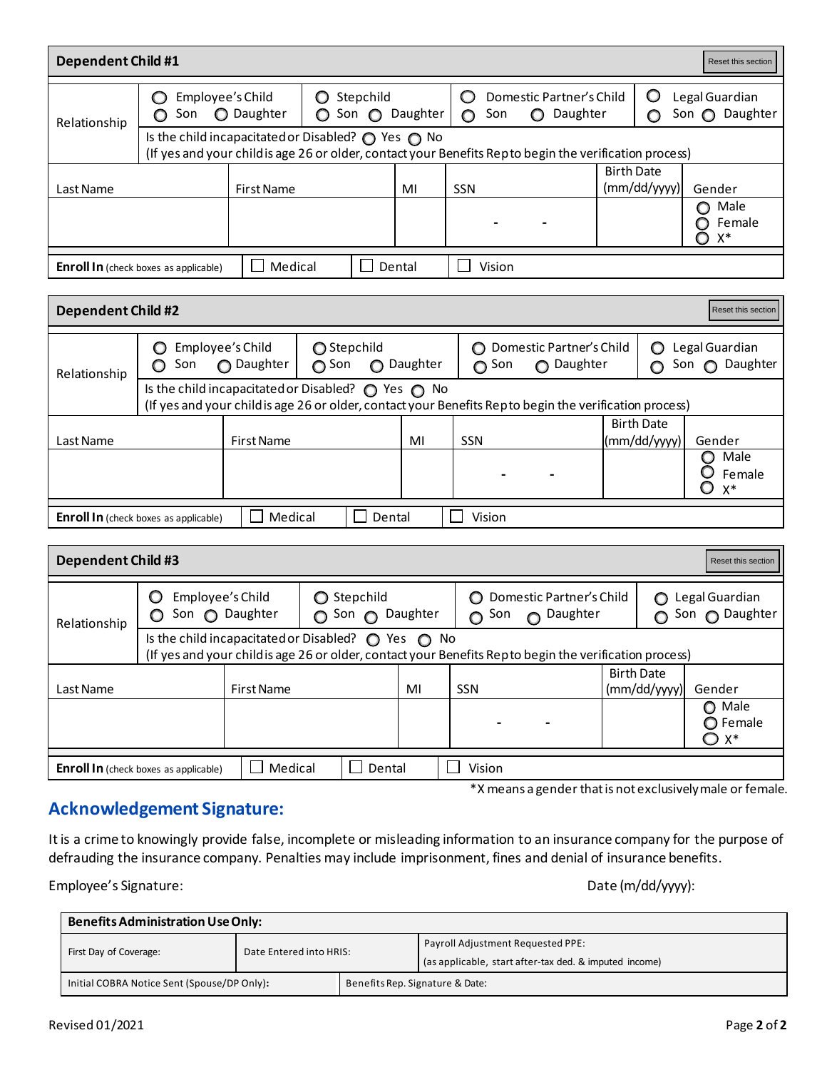## Dependent Child #1

Reset this section

| | | | | |
|---|---|---|---|---|
| Relationship | ○ Employee's Child ○ Son ○ Daughter | ○ Stepchild ○ Son ○ Daughter | ○ Domestic Partner's Child ○ Son ○ Daughter | ○ Legal Guardian ○ Son ○ Daughter |
| | Is the child incapacitated or Disabled? ○ Yes ○ No (If yes and your child is age 26 or older, contact your Benefits Rep to begin the verification process) | | | |

| Last Name | First Name | MI | SSN | Birth Date (mm/dd/yyyy) | Gender |
|---|---|---|---|---|---|
| | | | - - | | ○ Male ○ Female ○ X* |

**Enroll In** (check boxes as applicable) ☐ Medical ☐ Dental ☐ Vision

## Dependent Child #2

Reset this section

| | | | | |
|---|---|---|---|---|
| Relationship | ○ Employee's Child ○ Son ○ Daughter | ○ Stepchild ○ Son ○ Daughter | ○ Domestic Partner's Child ○ Son ○ Daughter | ○ Legal Guardian ○ Son ○ Daughter |
| | Is the child incapacitated or Disabled? ○ Yes ○ No (If yes and your child is age 26 or older, contact your Benefits Rep to begin the verification process) | | | |

| Last Name | First Name | MI | SSN | Birth Date (mm/dd/yyyy) | Gender |
|---|---|---|---|---|---|
| | | | - - | | ○ Male ○ Female ○ X* |

**Enroll In** (check boxes as applicable) ☐ Medical ☐ Dental ☐ Vision

## Dependent Child #3

Reset this section

| | | | | |
|---|---|---|---|---|
| Relationship | ○ Employee's Child ○ Son ○ Daughter | ○ Stepchild ○ Son ○ Daughter | ○ Domestic Partner's Child ○ Son ○ Daughter | ○ Legal Guardian ○ Son ○ Daughter |
| | Is the child incapacitated or Disabled? ○ Yes ○ No (If yes and your child is age 26 or older, contact your Benefits Rep to begin the verification process) | | | |

| Last Name | First Name | MI | SSN | Birth Date (mm/dd/yyyy) | Gender |
|---|---|---|---|---|---|
| | | | - - | | ○ Male ○ Female ○ X* |

**Enroll In** (check boxes as applicable) ☐ Medical ☐ Dental ☐ Vision

*X means a gender that is not exclusively male or female.

## Acknowledgement Signature:

It is a crime to knowingly provide false, incomplete or misleading information to an insurance company for the purpose of defrauding the insurance company. Penalties may include imprisonment, fines and denial of insurance benefits.

Employee's Signature: Date (m/d/yyyy):

| **Benefits Administration Use Only:** | | |
|---|---|---|
| First Day of Coverage: | Date Entered into HRIS: | Payroll Adjustment Requested PPE: (as applicable, start after-tax ded. & imputed income) |
| Initial COBRA Notice Sent (Spouse/DP Only): | Benefits Rep. Signature & Date: | |

Revised 01/2021